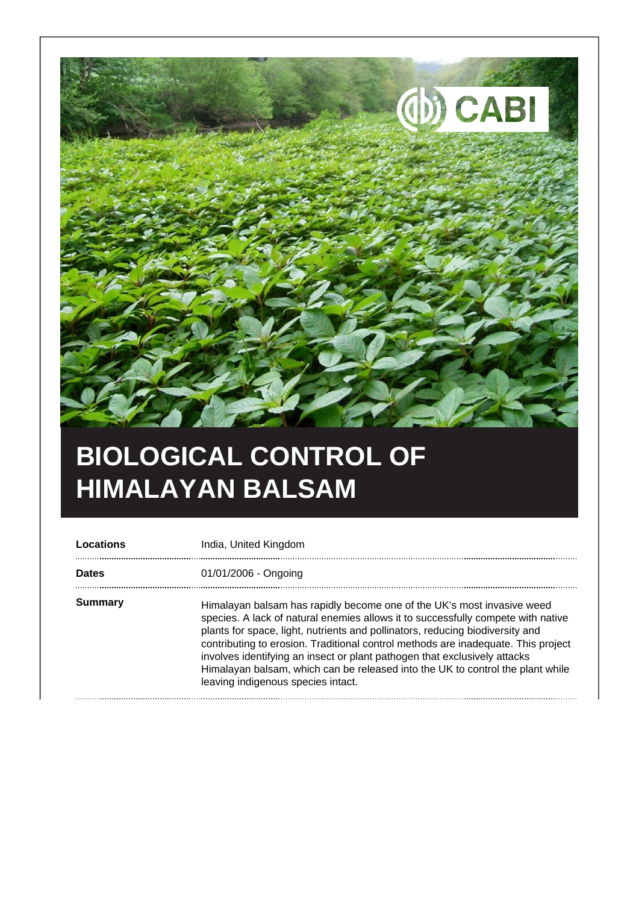# BIOLOGICAL CONTROL OF HIMALAYAN BALSAM

| | |
|---|---|
| **Locations** | India, United Kingdom |
| **Dates** | 01/01/2006 - Ongoing |
| **Summary** | Himalayan balsam has rapidly become one of the UK's most invasive weed species. A lack of natural enemies allows it to successfully compete with native plants for space, light, nutrients and pollinators, reducing biodiversity and contributing to erosion. Traditional control methods are inadequate. This project involves identifying an insect or plant pathogen that exclusively attacks Himalayan balsam, which can be released into the UK to control the plant while leaving indigenous species intact. |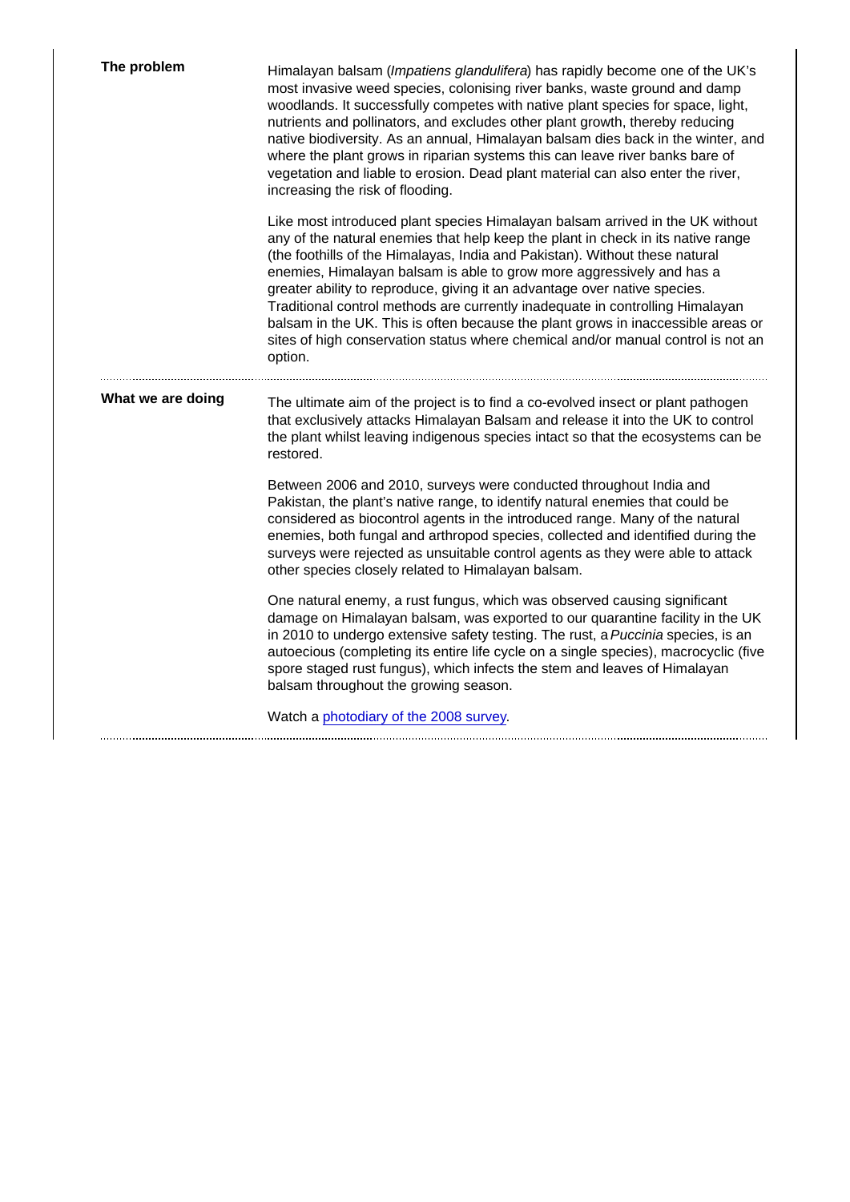## The problem

Himalayan balsam (*Impatiens glandulifera*) has rapidly become one of the UK's most invasive weed species, colonising river banks, waste ground and damp woodlands. It successfully competes with native plant species for space, light, nutrients and pollinators, and excludes other plant growth, thereby reducing native biodiversity. As an annual, Himalayan balsam dies back in the winter, and where the plant grows in riparian systems this can leave river banks bare of vegetation and liable to erosion. Dead plant material can also enter the river, increasing the risk of flooding.

Like most introduced plant species Himalayan balsam arrived in the UK without any of the natural enemies that help keep the plant in check in its native range (the foothills of the Himalayas, India and Pakistan). Without these natural enemies, Himalayan balsam is able to grow more aggressively and has a greater ability to reproduce, giving it an advantage over native species. Traditional control methods are currently inadequate in controlling Himalayan balsam in the UK. This is often because the plant grows in inaccessible areas or sites of high conservation status where chemical and/or manual control is not an option.

## What we are doing

The ultimate aim of the project is to find a co-evolved insect or plant pathogen that exclusively attacks Himalayan Balsam and release it into the UK to control the plant whilst leaving indigenous species intact so that the ecosystems can be restored.

Between 2006 and 2010, surveys were conducted throughout India and Pakistan, the plant's native range, to identify natural enemies that could be considered as biocontrol agents in the introduced range. Many of the natural enemies, both fungal and arthropod species, collected and identified during the surveys were rejected as unsuitable control agents as they were able to attack other species closely related to Himalayan balsam.

One natural enemy, a rust fungus, which was observed causing significant damage on Himalayan balsam, was exported to our quarantine facility in the UK in 2010 to undergo extensive safety testing. The rust, a *Puccinia* species, is an autoecious (completing its entire life cycle on a single species), macrocyclic (five spore staged rust fungus), which infects the stem and leaves of Himalayan balsam throughout the growing season.

Watch a photodiary of the 2008 survey.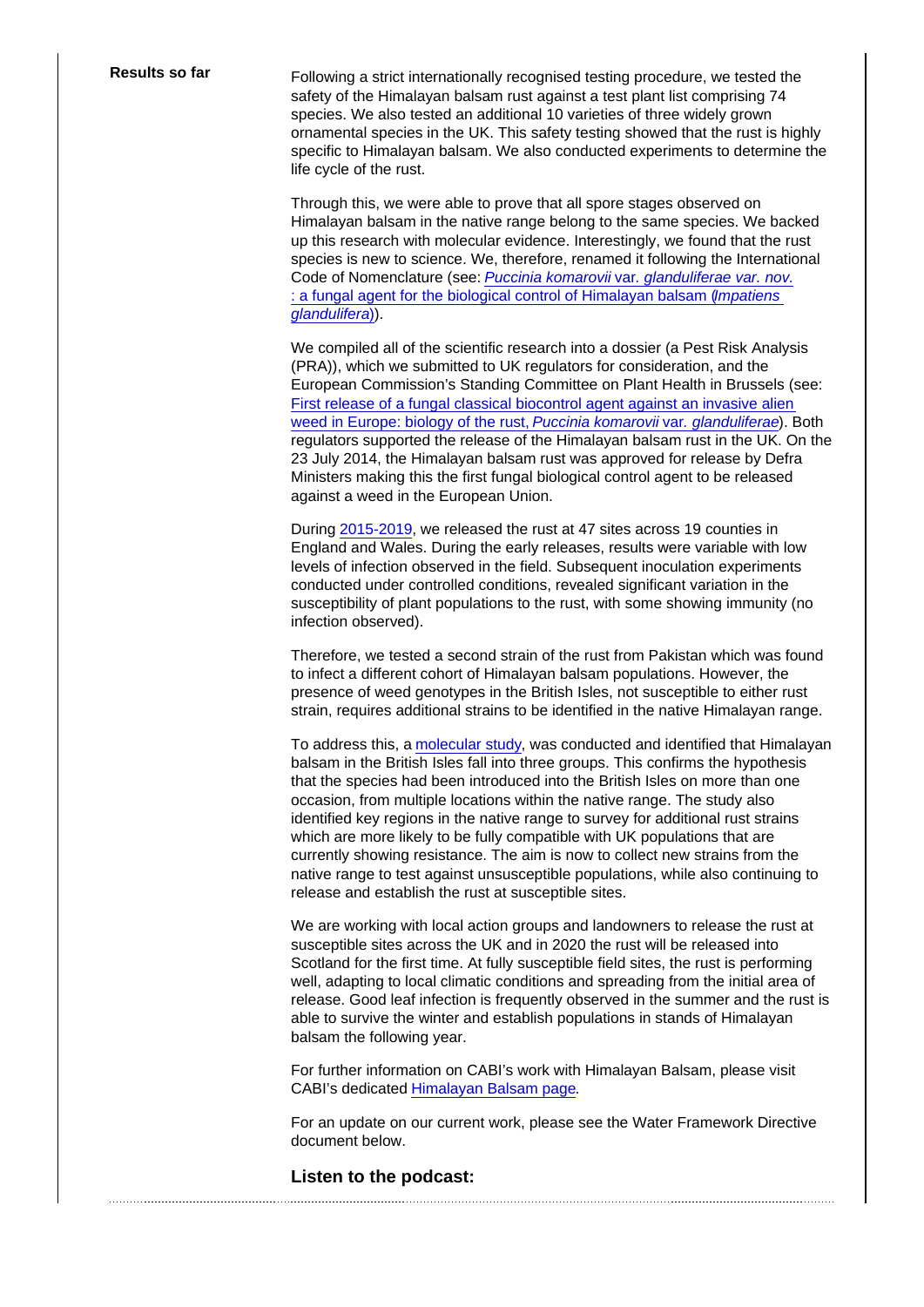**Results so far**

Following a strict internationally recognised testing procedure, we tested the safety of the Himalayan balsam rust against a test plant list comprising 74 species. We also tested an additional 10 varieties of three widely grown ornamental species in the UK. This safety testing showed that the rust is highly specific to Himalayan balsam. We also conducted experiments to determine the life cycle of the rust.

Through this, we were able to prove that all spore stages observed on Himalayan balsam in the native range belong to the same species. We backed up this research with molecular evidence. Interestingly, we found that the rust species is new to science. We, therefore, renamed it following the International Code of Nomenclature (see: [*Puccinia komarovii* var. *glanduliferae var. nov.*: a fungal agent for the biological control of Himalayan balsam (*Impatiens glandulifera*)]).

We compiled all of the scientific research into a dossier (a Pest Risk Analysis (PRA)), which we submitted to UK regulators for consideration, and the European Commission's Standing Committee on Plant Health in Brussels (see: [First release of a fungal classical biocontrol agent against an invasive alien weed in Europe: biology of the rust, *Puccinia komarovii* var. *glanduliferae*]). Both regulators supported the release of the Himalayan balsam rust in the UK. On the 23 July 2014, the Himalayan balsam rust was approved for release by Defra Ministers making this the first fungal biological control agent to be released against a weed in the European Union.

During [2015-2019], we released the rust at 47 sites across 19 counties in England and Wales. During the early releases, results were variable with low levels of infection observed in the field. Subsequent inoculation experiments conducted under controlled conditions, revealed significant variation in the susceptibility of plant populations to the rust, with some showing immunity (no infection observed).

Therefore, we tested a second strain of the rust from Pakistan which was found to infect a different cohort of Himalayan balsam populations. However, the presence of weed genotypes in the British Isles, not susceptible to either rust strain, requires additional strains to be identified in the native Himalayan range.

To address this, a [molecular study], was conducted and identified that Himalayan balsam in the British Isles fall into three groups. This confirms the hypothesis that the species had been introduced into the British Isles on more than one occasion, from multiple locations within the native range. The study also identified key regions in the native range to survey for additional rust strains which are more likely to be fully compatible with UK populations that are currently showing resistance. The aim is now to collect new strains from the native range to test against unsusceptible populations, while also continuing to release and establish the rust at susceptible sites.

We are working with local action groups and landowners to release the rust at susceptible sites across the UK and in 2020 the rust will be released into Scotland for the first time. At fully susceptible field sites, the rust is performing well, adapting to local climatic conditions and spreading from the initial area of release. Good leaf infection is frequently observed in the summer and the rust is able to survive the winter and establish populations in stands of Himalayan balsam the following year.

For further information on CABI's work with Himalayan Balsam, please visit CABI's dedicated [Himalayan Balsam page].

For an update on our current work, please see the Water Framework Directive document below.

### Listen to the podcast: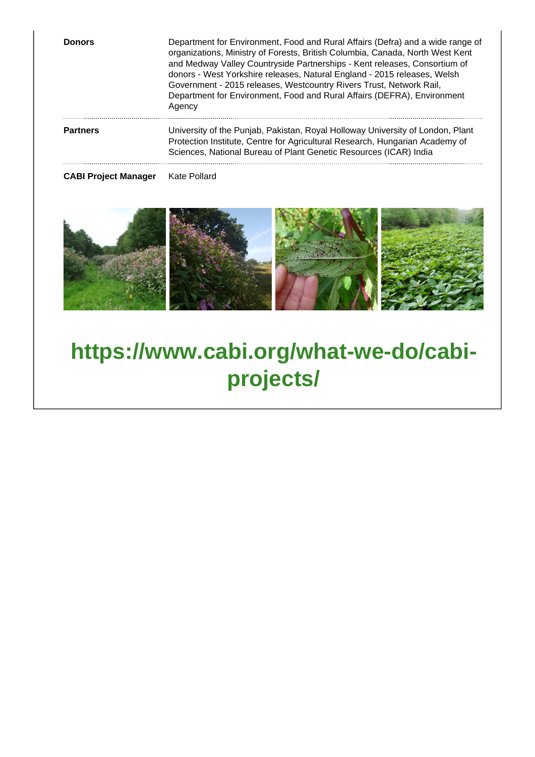| | |
|---|---|
| **Donors** | Department for Environment, Food and Rural Affairs (Defra) and a wide range of organizations, Ministry of Forests, British Columbia, Canada, North West Kent and Medway Valley Countryside Partnerships - Kent releases, Consortium of donors - West Yorkshire releases, Natural England - 2015 releases, Welsh Government - 2015 releases, Westcountry Rivers Trust, Network Rail, Department for Environment, Food and Rural Affairs (DEFRA), Environment Agency |
| **Partners** | University of the Punjab, Pakistan, Royal Holloway University of London, Plant Protection Institute, Centre for Agricultural Research, Hungarian Academy of Sciences, National Bureau of Plant Genetic Resources (ICAR) India |
| **CABI Project Manager** | Kate Pollard |

## https://www.cabi.org/what-we-do/cabi-projects/